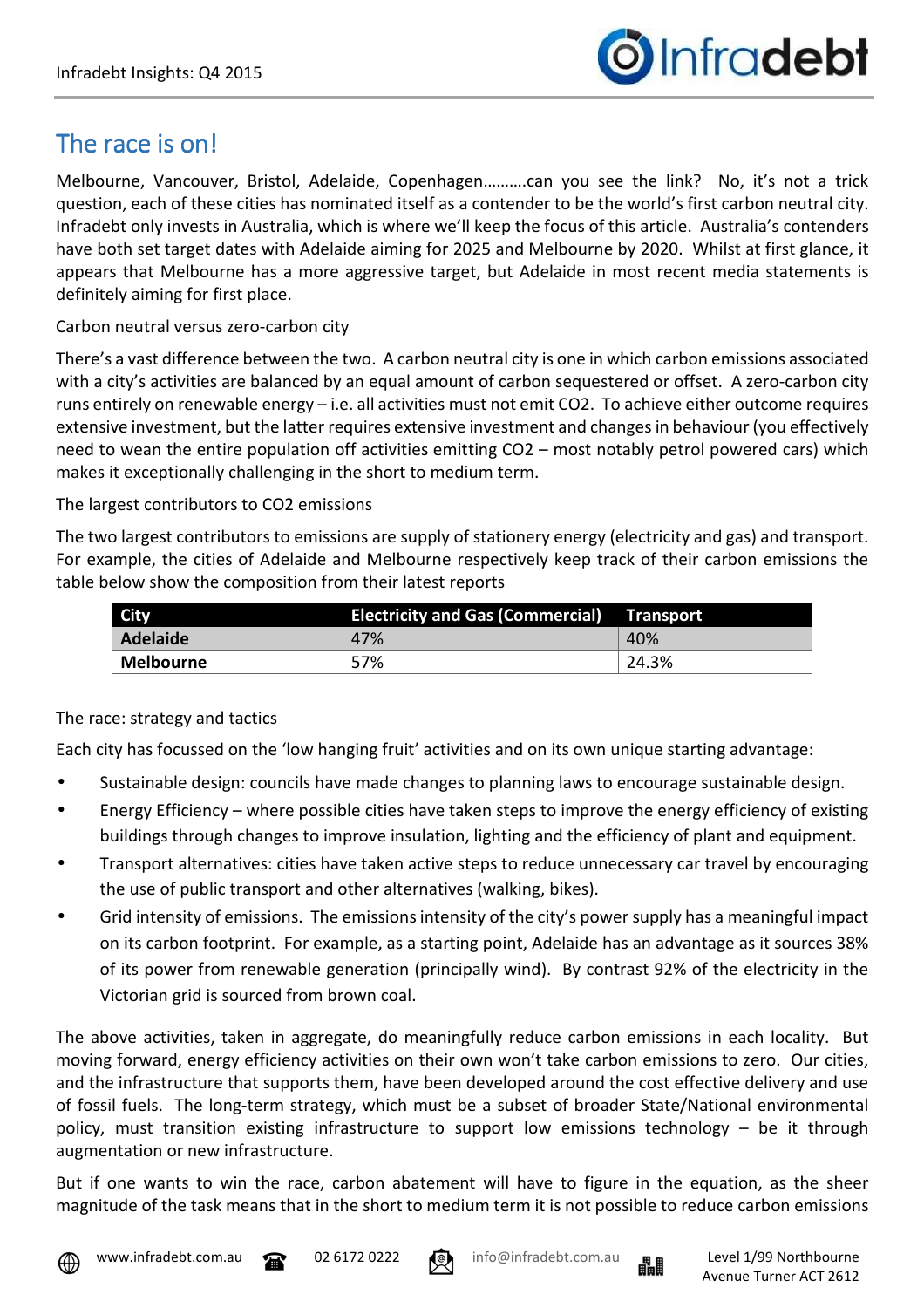## The race is on!

Melbourne, Vancouver, Bristol, Adelaide, Copenhagen……….can you see the link? No, it's not a trick question, each of these cities has nominated itself as a contender to be the world's first carbon neutral city. Infradebt only invests in Australia, which is where we'll keep the focus of this article. Australia's contenders have both set target dates with Adelaide aiming for 2025 and Melbourne by 2020. Whilst at first glance, it appears that Melbourne has a more aggressive target, but Adelaide in most recent media statements is definitely aiming for first place.

Carbon neutral versus zero-carbon city

There's a vast difference between the two. A carbon neutral city is one in which carbon emissions associated with a city's activities are balanced by an equal amount of carbon sequestered or offset. A zero-carbon city runs entirely on renewable energy – i.e. all activities must not emit CO2. To achieve either outcome requires extensive investment, but the latter requires extensive investment and changes in behaviour (you effectively need to wean the entire population off activities emitting CO2 – most notably petrol powered cars) which makes it exceptionally challenging in the short to medium term.

The largest contributors to CO2 emissions

The two largest contributors to emissions are supply of stationery energy (electricity and gas) and transport. For example, the cities of Adelaide and Melbourne respectively keep track of their carbon emissions the table below show the composition from their latest reports

| City | Electricity and Gas (Commercial) | Transport |
|---|---|---|
| **Adelaide** | 47% | 40% |
| **Melbourne** | 57% | 24.3% |

The race: strategy and tactics

Each city has focussed on the 'low hanging fruit' activities and on its own unique starting advantage:

- Sustainable design: councils have made changes to planning laws to encourage sustainable design.
- Energy Efficiency – where possible cities have taken steps to improve the energy efficiency of existing buildings through changes to improve insulation, lighting and the efficiency of plant and equipment.
- Transport alternatives: cities have taken active steps to reduce unnecessary car travel by encouraging the use of public transport and other alternatives (walking, bikes).
- Grid intensity of emissions. The emissions intensity of the city's power supply has a meaningful impact on its carbon footprint. For example, as a starting point, Adelaide has an advantage as it sources 38% of its power from renewable generation (principally wind). By contrast 92% of the electricity in the Victorian grid is sourced from brown coal.

The above activities, taken in aggregate, do meaningfully reduce carbon emissions in each locality. But moving forward, energy efficiency activities on their own won't take carbon emissions to zero. Our cities, and the infrastructure that supports them, have been developed around the cost effective delivery and use of fossil fuels. The long-term strategy, which must be a subset of broader State/National environmental policy, must transition existing infrastructure to support low emissions technology – be it through augmentation or new infrastructure.

But if one wants to win the race, carbon abatement will have to figure in the equation, as the sheer magnitude of the task means that in the short to medium term it is not possible to reduce carbon emissions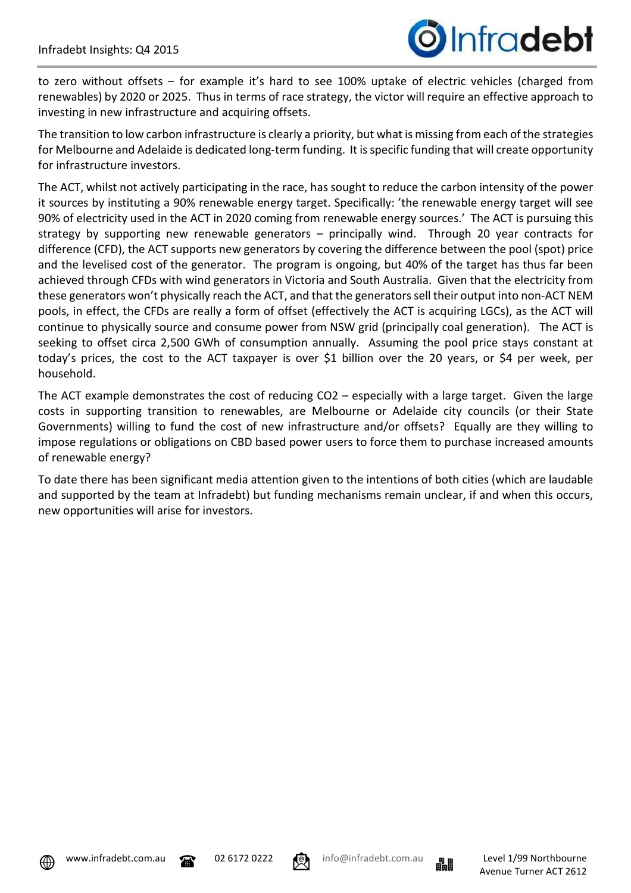to zero without offsets – for example it's hard to see 100% uptake of electric vehicles (charged from renewables) by 2020 or 2025. Thus in terms of race strategy, the victor will require an effective approach to investing in new infrastructure and acquiring offsets.

The transition to low carbon infrastructure is clearly a priority, but what is missing from each of the strategies for Melbourne and Adelaide is dedicated long-term funding. It is specific funding that will create opportunity for infrastructure investors.

The ACT, whilst not actively participating in the race, has sought to reduce the carbon intensity of the power it sources by instituting a 90% renewable energy target. Specifically: 'the renewable energy target will see 90% of electricity used in the ACT in 2020 coming from renewable energy sources.' The ACT is pursuing this strategy by supporting new renewable generators – principally wind. Through 20 year contracts for difference (CFD), the ACT supports new generators by covering the difference between the pool (spot) price and the levelised cost of the generator. The program is ongoing, but 40% of the target has thus far been achieved through CFDs with wind generators in Victoria and South Australia. Given that the electricity from these generators won't physically reach the ACT, and that the generators sell their output into non-ACT NEM pools, in effect, the CFDs are really a form of offset (effectively the ACT is acquiring LGCs), as the ACT will continue to physically source and consume power from NSW grid (principally coal generation). The ACT is seeking to offset circa 2,500 GWh of consumption annually. Assuming the pool price stays constant at today's prices, the cost to the ACT taxpayer is over $1 billion over the 20 years, or $4 per week, per household.

The ACT example demonstrates the cost of reducing $CO_2$ – especially with a large target. Given the large costs in supporting transition to renewables, are Melbourne or Adelaide city councils (or their State Governments) willing to fund the cost of new infrastructure and/or offsets? Equally are they willing to impose regulations or obligations on CBD based power users to force them to purchase increased amounts of renewable energy?

To date there has been significant media attention given to the intentions of both cities (which are laudable and supported by the team at Infradebt) but funding mechanisms remain unclear, if and when this occurs, new opportunities will arise for investors.